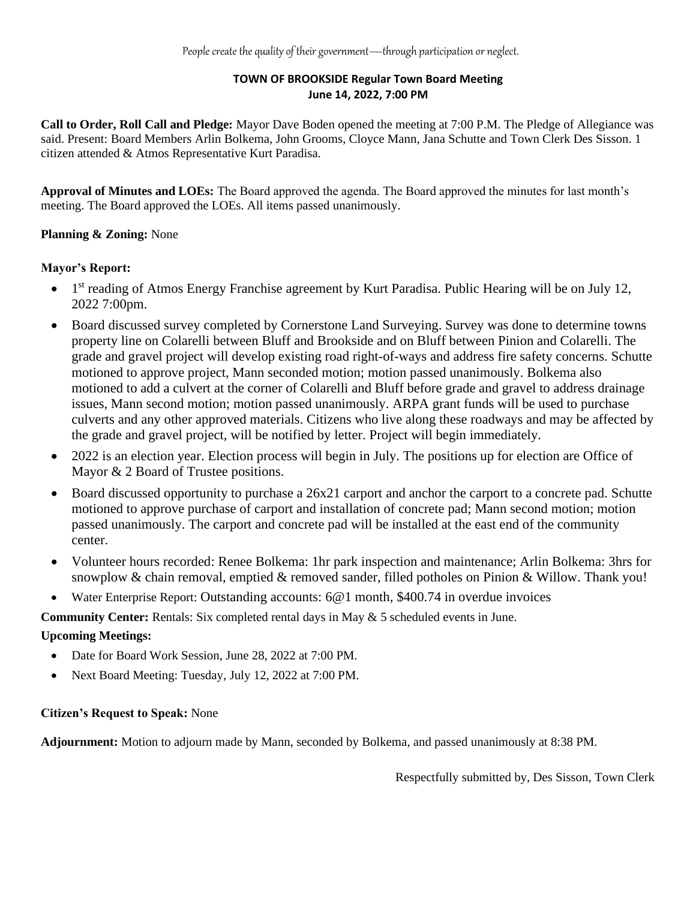*People create the quality of their government—through participation or neglect.*

**TOWN OF BROOKSIDE Regular Town Board Meeting**
**June 14, 2022, 7:00 PM**

**Call to Order, Roll Call and Pledge:** Mayor Dave Boden opened the meeting at 7:00 P.M. The Pledge of Allegiance was said. Present: Board Members Arlin Bolkema, John Grooms, Cloyce Mann, Jana Schutte and Town Clerk Des Sisson. 1 citizen attended & Atmos Representative Kurt Paradisa.

**Approval of Minutes and LOEs:** The Board approved the agenda. The Board approved the minutes for last month's meeting. The Board approved the LOEs. All items passed unanimously.

**Planning & Zoning:** None

**Mayor's Report:**

- 1st reading of Atmos Energy Franchise agreement by Kurt Paradisa. Public Hearing will be on July 12, 2022 7:00pm.
- Board discussed survey completed by Cornerstone Land Surveying. Survey was done to determine towns property line on Colarelli between Bluff and Brookside and on Bluff between Pinion and Colarelli. The grade and gravel project will develop existing road right-of-ways and address fire safety concerns. Schutte motioned to approve project, Mann seconded motion; motion passed unanimously. Bolkema also motioned to add a culvert at the corner of Colarelli and Bluff before grade and gravel to address drainage issues, Mann second motion; motion passed unanimously. ARPA grant funds will be used to purchase culverts and any other approved materials. Citizens who live along these roadways and may be affected by the grade and gravel project, will be notified by letter. Project will begin immediately.
- 2022 is an election year. Election process will begin in July. The positions up for election are Office of Mayor & 2 Board of Trustee positions.
- Board discussed opportunity to purchase a 26x21 carport and anchor the carport to a concrete pad. Schutte motioned to approve purchase of carport and installation of concrete pad; Mann second motion; motion passed unanimously. The carport and concrete pad will be installed at the east end of the community center.
- Volunteer hours recorded: Renee Bolkema: 1hr park inspection and maintenance; Arlin Bolkema: 3hrs for snowplow & chain removal, emptied & removed sander, filled potholes on Pinion & Willow. Thank you!
- Water Enterprise Report: Outstanding accounts: 6@1 month, $400.74 in overdue invoices

**Community Center:** Rentals: Six completed rental days in May & 5 scheduled events in June.

**Upcoming Meetings:**

- Date for Board Work Session, June 28, 2022 at 7:00 PM.
- Next Board Meeting: Tuesday, July 12, 2022 at 7:00 PM.

**Citizen's Request to Speak:** None

**Adjournment:** Motion to adjourn made by Mann, seconded by Bolkema, and passed unanimously at 8:38 PM.

Respectfully submitted by, Des Sisson, Town Clerk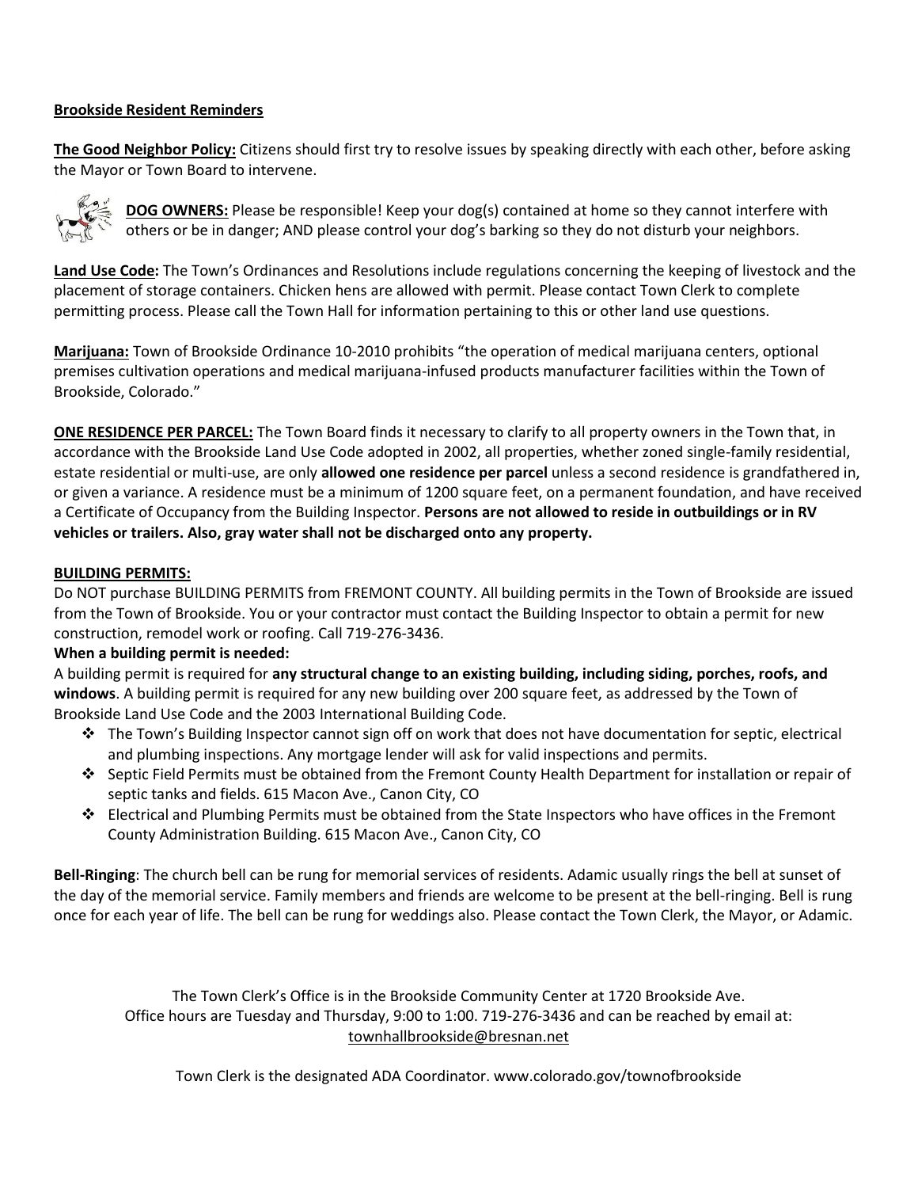**Brookside Resident Reminders**

**The Good Neighbor Policy:** Citizens should first try to resolve issues by speaking directly with each other, before asking the Mayor or Town Board to intervene.

**DOG OWNERS:** Please be responsible! Keep your dog(s) contained at home so they cannot interfere with others or be in danger; AND please control your dog's barking so they do not disturb your neighbors.

**Land Use Code:** The Town's Ordinances and Resolutions include regulations concerning the keeping of livestock and the placement of storage containers. Chicken hens are allowed with permit. Please contact Town Clerk to complete permitting process. Please call the Town Hall for information pertaining to this or other land use questions.

**Marijuana:** Town of Brookside Ordinance 10-2010 prohibits "the operation of medical marijuana centers, optional premises cultivation operations and medical marijuana-infused products manufacturer facilities within the Town of Brookside, Colorado."

**ONE RESIDENCE PER PARCEL:** The Town Board finds it necessary to clarify to all property owners in the Town that, in accordance with the Brookside Land Use Code adopted in 2002, all properties, whether zoned single-family residential, estate residential or multi-use, are only **allowed one residence per parcel** unless a second residence is grandfathered in, or given a variance. A residence must be a minimum of 1200 square feet, on a permanent foundation, and have received a Certificate of Occupancy from the Building Inspector. **Persons are not allowed to reside in outbuildings or in RV vehicles or trailers. Also, gray water shall not be discharged onto any property.**

**BUILDING PERMITS:**

Do NOT purchase BUILDING PERMITS from FREMONT COUNTY. All building permits in the Town of Brookside are issued from the Town of Brookside. You or your contractor must contact the Building Inspector to obtain a permit for new construction, remodel work or roofing. Call 719-276-3436.

**When a building permit is needed:**

A building permit is required for **any structural change to an existing building, including siding, porches, roofs, and windows**. A building permit is required for any new building over 200 square feet, as addressed by the Town of Brookside Land Use Code and the 2003 International Building Code.

- The Town's Building Inspector cannot sign off on work that does not have documentation for septic, electrical and plumbing inspections. Any mortgage lender will ask for valid inspections and permits.
- Septic Field Permits must be obtained from the Fremont County Health Department for installation or repair of septic tanks and fields. 615 Macon Ave., Canon City, CO
- Electrical and Plumbing Permits must be obtained from the State Inspectors who have offices in the Fremont County Administration Building. 615 Macon Ave., Canon City, CO

**Bell-Ringing**: The church bell can be rung for memorial services of residents. Adamic usually rings the bell at sunset of the day of the memorial service. Family members and friends are welcome to be present at the bell-ringing. Bell is rung once for each year of life. The bell can be rung for weddings also. Please contact the Town Clerk, the Mayor, or Adamic.

The Town Clerk's Office is in the Brookside Community Center at 1720 Brookside Ave.
Office hours are Tuesday and Thursday, 9:00 to 1:00. 719-276-3436 and can be reached by email at:
townhallbrookside@bresnan.net

Town Clerk is the designated ADA Coordinator. www.colorado.gov/townofbrookside